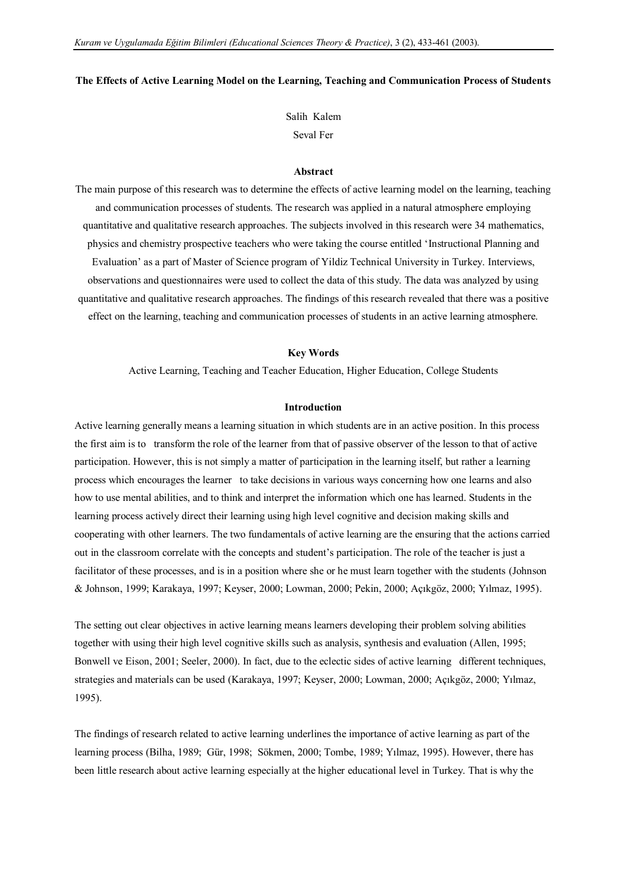# The Effects of Active Learning Model on the Learning, Teaching and Communication Process of Students

Salih Kalem

Seval Fer

## Abstract

The main purpose of this research was to determine the effects of active learning model on the learning, teaching and communication processes of students. The research was applied in a natural atmosphere employing quantitative and qualitative research approaches. The subjects involved in this research were 34 mathematics, physics and chemistry prospective teachers who were taking the course entitled 'Instructional Planning and Evaluation' as a part of Master of Science program of Yildiz Technical University in Turkey. Interviews, observations and questionnaires were used to collect the data of this study. The data was analyzed by using quantitative and qualitative research approaches. The findings of this research revealed that there was a positive effect on the learning, teaching and communication processes of students in an active learning atmosphere.

## Key Words

Active Learning, Teaching and Teacher Education, Higher Education, College Students

## Introduction

Active learning generally means a learning situation in which students are in an active position. In this process the first aim is to transform the role of the learner from that of passive observer of the lesson to that of active participation. However, this is not simply a matter of participation in the learning itself, but rather a learning process which encourages the learner to take decisions in various ways concerning how one learns and also how to use mental abilities, and to think and interpret the information which one has learned. Students in the learning process actively direct their learning using high level cognitive and decision making skills and cooperating with other learners. The two fundamentals of active learning are the ensuring that the actions carried out in the classroom correlate with the concepts and student's participation. The role of the teacher is just a facilitator of these processes, and is in a position where she or he must learn together with the students (Johnson & Johnson, 1999; Karakaya, 1997; Keyser, 2000; Lowman, 2000; Pekin, 2000; Açıkgöz, 2000; Yılmaz, 1995).

The setting out clear objectives in active learning means learners developing their problem solving abilities together with using their high level cognitive skills such as analysis, synthesis and evaluation (Allen, 1995; Bonwell ve Eison, 2001; Seeler, 2000). In fact, due to the eclectic sides of active learning different techniques, strategies and materials can be used (Karakaya, 1997; Keyser, 2000; Lowman, 2000; Açıkgöz, 2000; Yılmaz, 1995).

The findings of research related to active learning underlines the importance of active learning as part of the learning process (Bilha, 1989; Gür, 1998; Sökmen, 2000; Tombe, 1989; Yılmaz, 1995). However, there has been little research about active learning especially at the higher educational level in Turkey. That is why the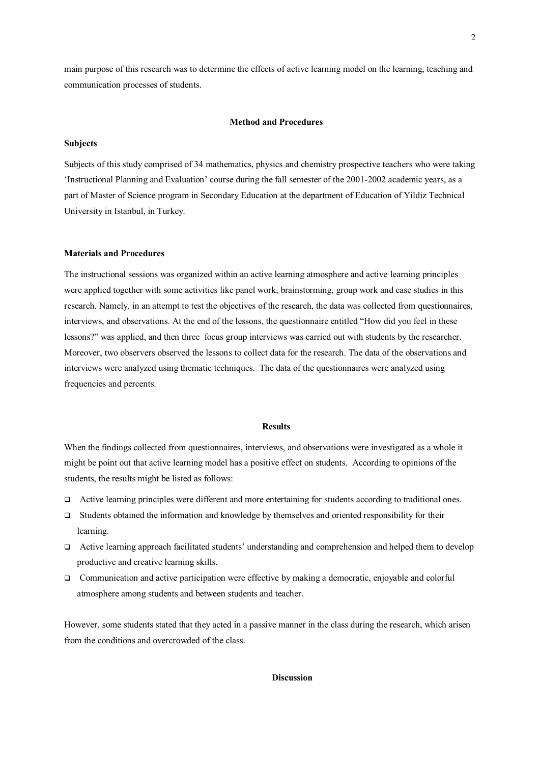main purpose of this research was to determine the effects of active learning model on the learning, teaching and communication processes of students.

## Method and Procedures

### Subjects

Subjects of this study comprised of 34 mathematics, physics and chemistry prospective teachers who were taking 'Instructional Planning and Evaluation' course during the fall semester of the 2001-2002 academic years, as a part of Master of Science program in Secondary Education at the department of Education of Yildiz Technical University in Istanbul, in Turkey.

### Materials and Procedures

The instructional sessions was organized within an active learning atmosphere and active learning principles were applied together with some activities like panel work, brainstorming, group work and case studies in this research. Namely, in an attempt to test the objectives of the research, the data was collected from questionnaires, interviews, and observations. At the end of the lessons, the questionnaire entitled "How did you feel in these lessons?" was applied, and then three focus group interviews was carried out with students by the researcher. Moreover, two observers observed the lessons to collect data for the research. The data of the observations and interviews were analyzed using thematic techniques. The data of the questionnaires were analyzed using frequencies and percents.

## Results

When the findings collected from questionnaires, interviews, and observations were investigated as a whole it might be point out that active learning model has a positive effect on students. According to opinions of the students, the results might be listed as follows:

- Active learning principles were different and more entertaining for students according to traditional ones.
- Students obtained the information and knowledge by themselves and oriented responsibility for their learning.
- Active learning approach facilitated students' understanding and comprehension and helped them to develop productive and creative learning skills.
- Communication and active participation were effective by making a democratic, enjoyable and colorful atmosphere among students and between students and teacher.

However, some students stated that they acted in a passive manner in the class during the research, which arisen from the conditions and overcrowded of the class.

## Discussion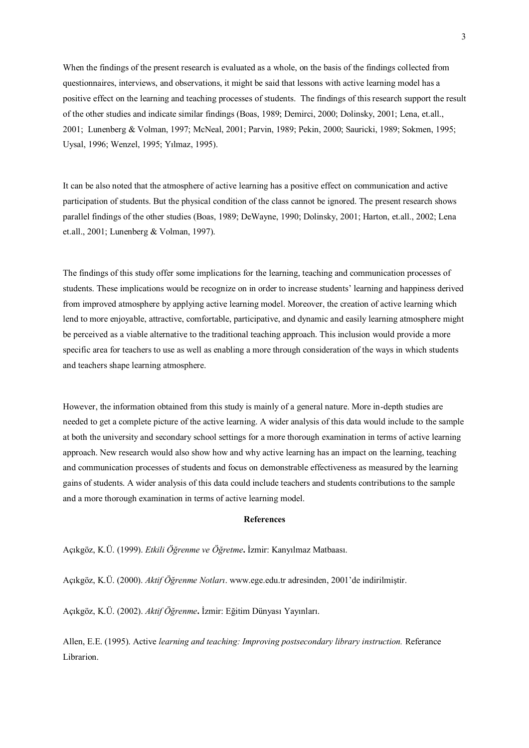When the findings of the present research is evaluated as a whole, on the basis of the findings collected from questionnaires, interviews, and observations, it might be said that lessons with active learning model has a positive effect on the learning and teaching processes of students. The findings of this research support the result of the other studies and indicate similar findings (Boas, 1989; Demirci, 2000; Dolinsky, 2001; Lena, et.all., 2001; Lunenberg & Volman, 1997; McNeal, 2001; Parvin, 1989; Pekin, 2000; Sauricki, 1989; Sokmen, 1995; Uysal, 1996; Wenzel, 1995; Yılmaz, 1995).

It can be also noted that the atmosphere of active learning has a positive effect on communication and active participation of students. But the physical condition of the class cannot be ignored. The present research shows parallel findings of the other studies (Boas, 1989; DeWayne, 1990; Dolinsky, 2001; Harton, et.all., 2002; Lena et.all., 2001; Lunenberg & Volman, 1997).

The findings of this study offer some implications for the learning, teaching and communication processes of students. These implications would be recognize on in order to increase students' learning and happiness derived from improved atmosphere by applying active learning model. Moreover, the creation of active learning which lend to more enjoyable, attractive, comfortable, participative, and dynamic and easily learning atmosphere might be perceived as a viable alternative to the traditional teaching approach. This inclusion would provide a more specific area for teachers to use as well as enabling a more through consideration of the ways in which students and teachers shape learning atmosphere.

However, the information obtained from this study is mainly of a general nature. More in-depth studies are needed to get a complete picture of the active learning. A wider analysis of this data would include to the sample at both the university and secondary school settings for a more thorough examination in terms of active learning approach. New research would also show how and why active learning has an impact on the learning, teaching and communication processes of students and focus on demonstrable effectiveness as measured by the learning gains of students. A wider analysis of this data could include teachers and students contributions to the sample and a more thorough examination in terms of active learning model.

**References**

Açıkgöz, K.Ü. (1999). *Etkili Öğrenme ve Öğretme***.** İzmir: Kanyılmaz Matbaası.

Açıkgöz, K.Ü. (2000). *Aktif Öğrenme Notları*. www.ege.edu.tr adresinden, 2001'de indirilmiştir.

Açıkgöz, K.Ü. (2002). *Aktif Öğrenme***.** İzmir: Eğitim Dünyası Yayınları.

Allen, E.E. (1995). Active *learning and teaching: Improving postsecondary library instruction.* Referance Librarion.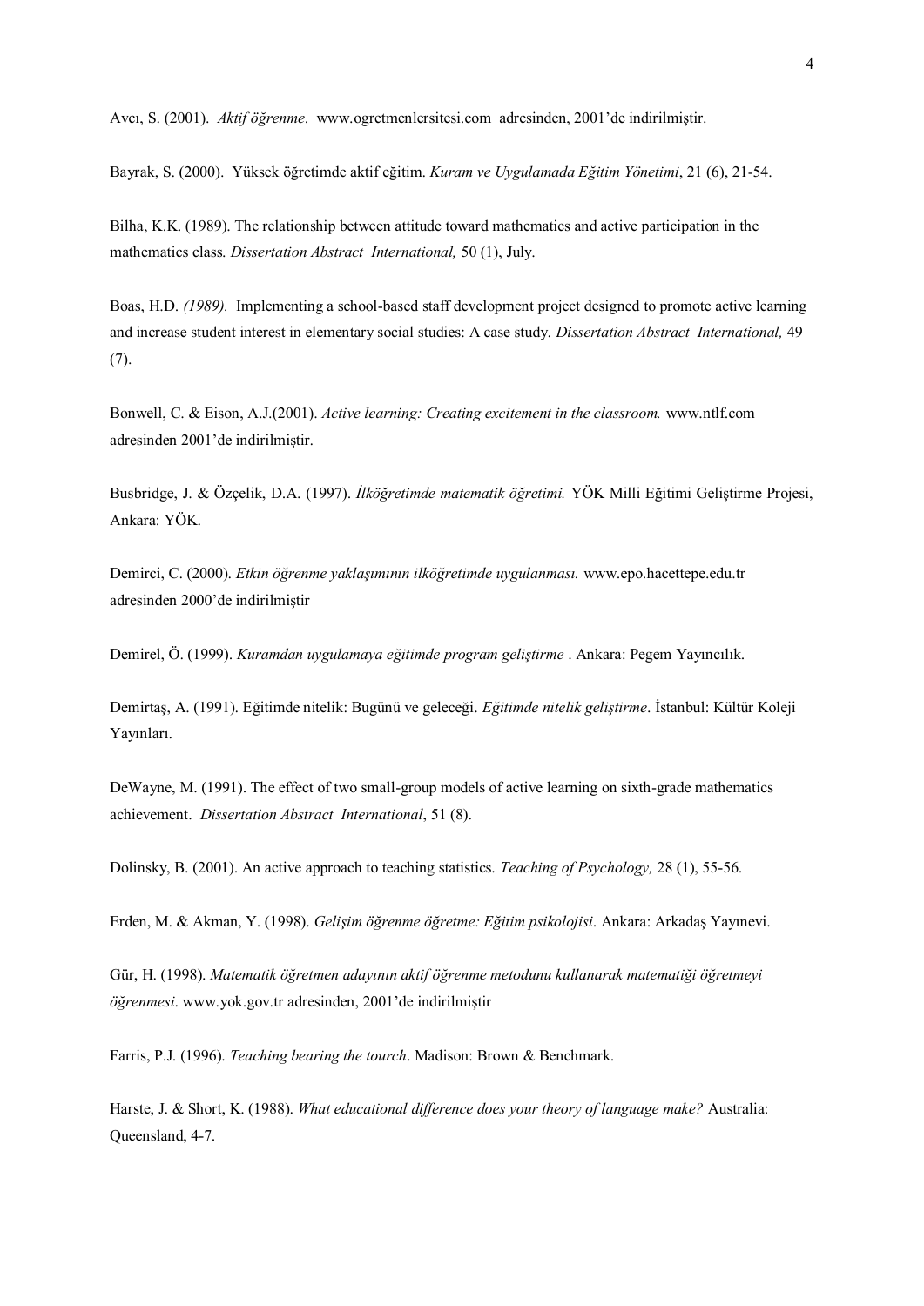Avcı, S. (2001). *Aktif öğrenme*. www.ogretmenlersitesi.com adresinden, 2001'de indirilmiştir.

Bayrak, S. (2000). Yüksek öğretimde aktif eğitim. *Kuram ve Uygulamada Eğitim Yönetimi*, 21 (6), 21-54.

Bilha, K.K. (1989). The relationship between attitude toward mathematics and active participation in the mathematics class. *Dissertation Abstract International,* 50 (1), July.

Boas, H.D. *(1989).* Implementing a school-based staff development project designed to promote active learning and increase student interest in elementary social studies: A case study. *Dissertation Abstract International,* 49 (7).

Bonwell, C. & Eison, A.J.(2001). *Active learning: Creating excitement in the classroom.* www.ntlf.com adresinden 2001'de indirilmiştir.

Busbridge, J. & Özçelik, D.A. (1997). *İlköğretimde matematik öğretimi.* YÖK Milli Eğitimi Geliştirme Projesi, Ankara: YÖK.

Demirci, C. (2000). *Etkin öğrenme yaklaşımının ilköğretimde uygulanması.* www.epo.hacettepe.edu.tr adresinden 2000'de indirilmiştir

Demirel, Ö. (1999). *Kuramdan uygulamaya eğitimde program geliştirme* . Ankara: Pegem Yayıncılık.

Demirtaş, A. (1991). Eğitimde nitelik: Bugünü ve geleceği. *Eğitimde nitelik geliştirme*. İstanbul: Kültür Koleji Yayınları.

DeWayne, M. (1991). The effect of two small-group models of active learning on sixth-grade mathematics achievement. *Dissertation Abstract International*, 51 (8).

Dolinsky, B. (2001). An active approach to teaching statistics. *Teaching of Psychology,* 28 (1), 55-56.

Erden, M. & Akman, Y. (1998). *Gelişim öğrenme öğretme: Eğitim psikolojisi*. Ankara: Arkadaş Yayınevi.

Gür, H. (1998). *Matematik öğretmen adayının aktif öğrenme metodunu kullanarak matematiği öğretmeyi öğrenmesi*. www.yok.gov.tr adresinden, 2001'de indirilmiştir

Farris, P.J. (1996). *Teaching bearing the tourch*. Madison: Brown & Benchmark.

Harste, J. & Short, K. (1988). *What educational difference does your theory of language make?* Australia: Queensland, 4-7.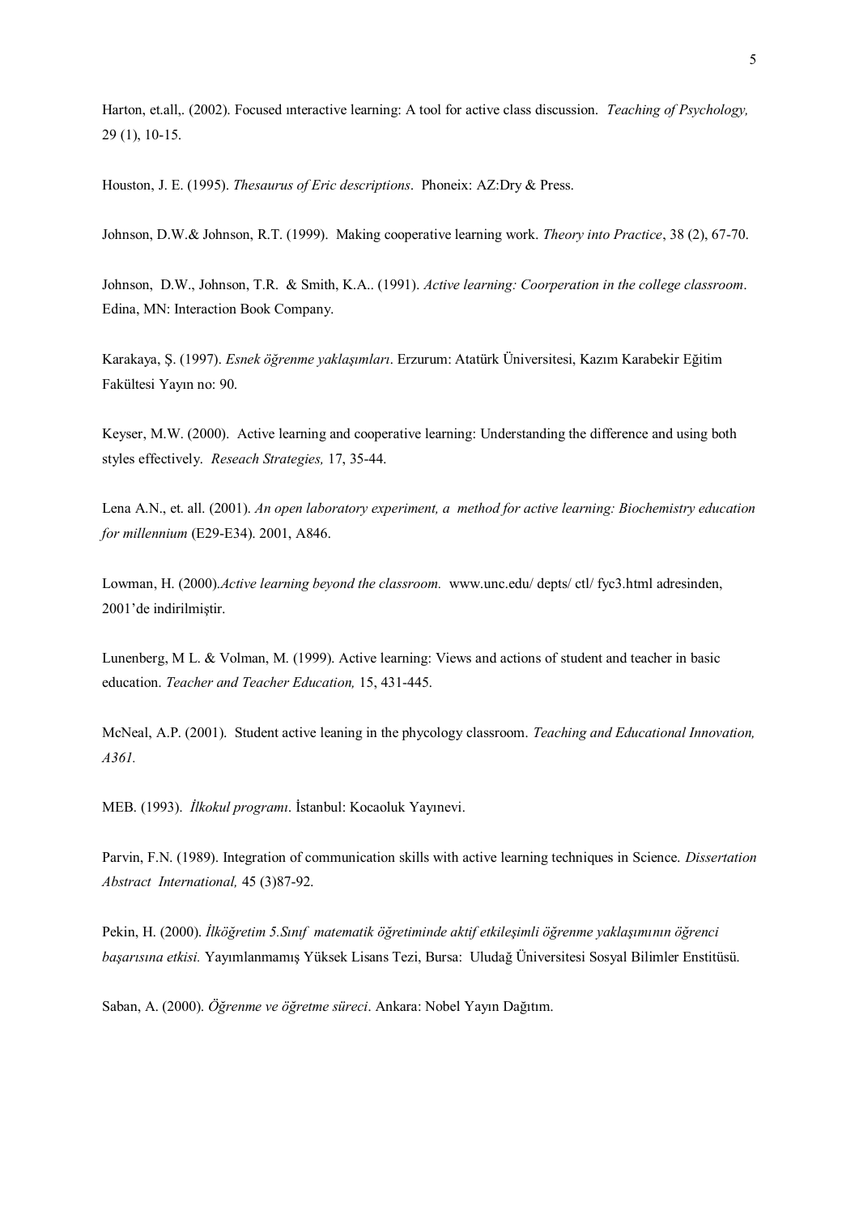Harton, et.all,. (2002). Focused ınteractive learning: A tool for active class discussion. *Teaching of Psychology,* 29 (1), 10-15.

Houston, J. E. (1995). *Thesaurus of Eric descriptions*. Phoneix: AZ:Dry & Press.

Johnson, D.W.& Johnson, R.T. (1999). Making cooperative learning work. *Theory into Practice*, 38 (2), 67-70.

Johnson, D.W., Johnson, T.R. & Smith, K.A.. (1991). *Active learning: Coorperation in the college classroom*. Edina, MN: Interaction Book Company.

Karakaya, Ş. (1997). *Esnek öğrenme yaklaşımları*. Erzurum: Atatürk Üniversitesi, Kazım Karabekir Eğitim Fakültesi Yayın no: 90.

Keyser, M.W. (2000). Active learning and cooperative learning: Understanding the difference and using both styles effectively. *Reseach Strategies,* 17, 35-44.

Lena A.N., et. all. (2001). *An open laboratory experiment, a method for active learning: Biochemistry education for millennium* (E29-E34). 2001, A846.

Lowman, H. (2000).*Active learning beyond the classroom.* www.unc.edu/ depts/ ctl/ fyc3.html adresinden, 2001'de indirilmiştir.

Lunenberg, M L. & Volman, M. (1999). Active learning: Views and actions of student and teacher in basic education. *Teacher and Teacher Education,* 15, 431-445.

McNeal, A.P. (2001). Student active leaning in the phycology classroom. *Teaching and Educational Innovation, A361.*

MEB. (1993). *İlkokul programı*. İstanbul: Kocaoluk Yayınevi.

Parvin, F.N. (1989). Integration of communication skills with active learning techniques in Science. *Dissertation Abstract International,* 45 (3)87-92.

Pekin, H. (2000). *İlköğretim 5.Sınıf matematik öğretiminde aktif etkileşimli öğrenme yaklaşımının öğrenci başarısına etkisi.* Yayımlanmamış Yüksek Lisans Tezi, Bursa: Uludağ Üniversitesi Sosyal Bilimler Enstitüsü.

Saban, A. (2000). *Öğrenme ve öğretme süreci*. Ankara: Nobel Yayın Dağıtım.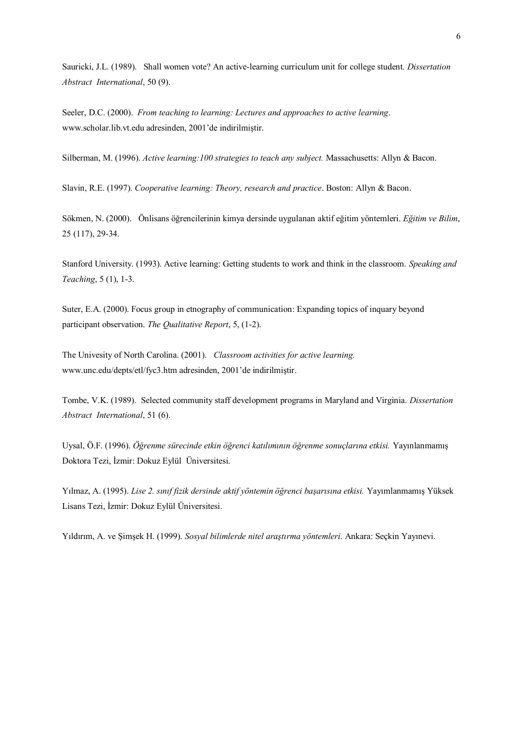Sauricki, J.L. (1989). Shall women vote? An active-learning curriculum unit for college student. *Dissertation Abstract International*, 50 (9).

Seeler, D.C. (2000). *From teaching to learning: Lectures and approaches to active learning*. www.scholar.lib.vt.edu adresinden, 2001'de indirilmiştir.

Silberman, M. (1996). *Active learning:100 strategies to teach any subject.* Massachusetts: Allyn & Bacon.

Slavin, R.E. (1997). *Cooperative learning: Theory, research and practice*. Boston: Allyn & Bacon.

Sökmen, N. (2000). Önlisans öğrencilerinin kimya dersinde uygulanan aktif eğitim yöntemleri. *Eğitim ve Bilim*, 25 (117), 29-34.

Stanford University. (1993). Active learning: Getting students to work and think in the classroom. *Speaking and Teaching*, 5 (1), 1-3.

Suter, E.A. (2000). Focus group in etnography of communication: Expanding topics of inquary beyond participant observation. *The Qualitative Report*, 5, (1-2).

The Univesity of North Carolina. (2001). *Classroom activities for active learning.* www.unc.edu/depts/etl/fyc3.htm adresinden, 2001'de indirilmiştir.

Tombe, V.K. (1989). Selected community staff development programs in Maryland and Virginia. *Dissertation Abstract International*, 51 (6).

Uysal, Ö.F. (1996). *Öğrenme sürecinde etkin öğrenci katılımının öğrenme sonuçlarına etkisi.* Yayınlanmamış Doktora Tezi, İzmir: Dokuz Eylül Üniversitesi.

Yılmaz, A. (1995). *Lise 2. sınıf fizik dersinde aktif yöntemin öğrenci başarısına etkisi.* Yayımlanmamış Yüksek Lisans Tezi, İzmir: Dokuz Eylül Üniversitesi.

Yıldırım, A. ve Şimşek H. (1999). *Sosyal bilimlerde nitel araştırma yöntemleri*. Ankara: Seçkin Yayınevi.